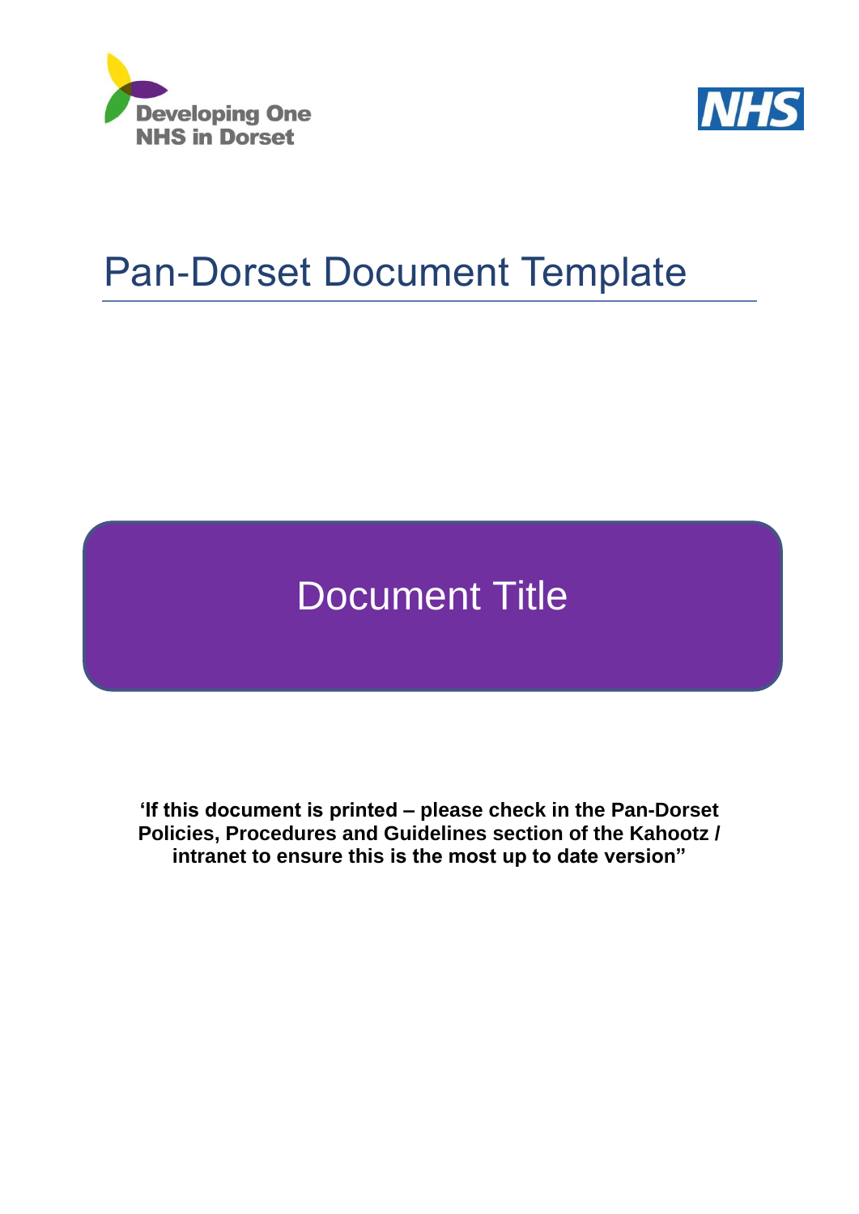Developing One NHS in Dorset

NHS

# Pan-Dorset Document Template

## Document Title

**‘If this document is printed – please check in the Pan-Dorset Policies, Procedures and Guidelines section of the Kahootz / intranet to ensure this is the most up to date version”**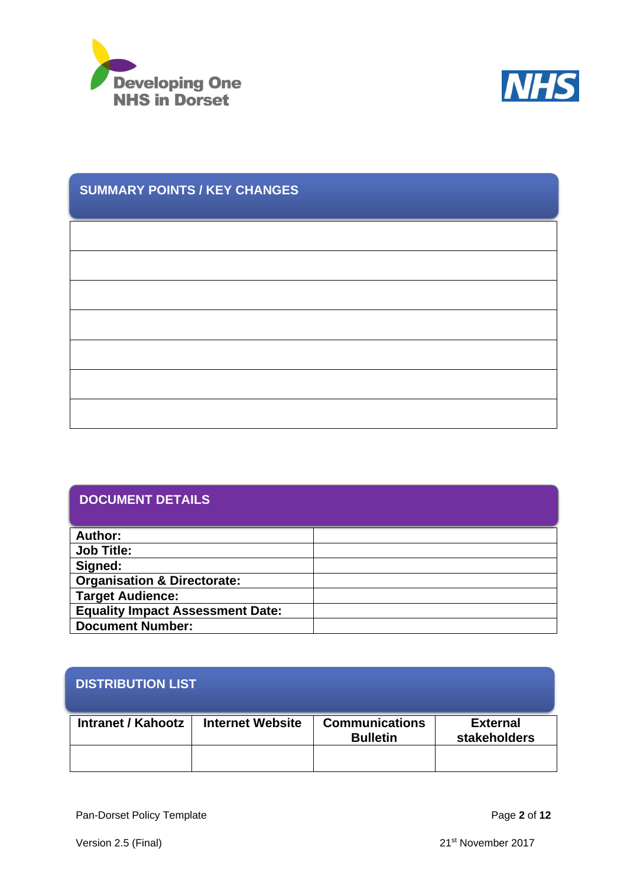Developing One NHS in Dorset

NHS

## SUMMARY POINTS / KEY CHANGES

| |
|---|
| |
| |
| |
| |
| |
| |
| |

## DOCUMENT DETAILS

| | |
|---|---|
| **Author:** | |
| **Job Title:** | |
| **Signed:** | |
| **Organisation & Directorate:** | |
| **Target Audience:** | |
| **Equality Impact Assessment Date:** | |
| **Document Number:** | |

## DISTRIBUTION LIST

| Intranet / Kahootz | Internet Website | Communications Bulletin | External stakeholders |
|---|---|---|---|
| | | | |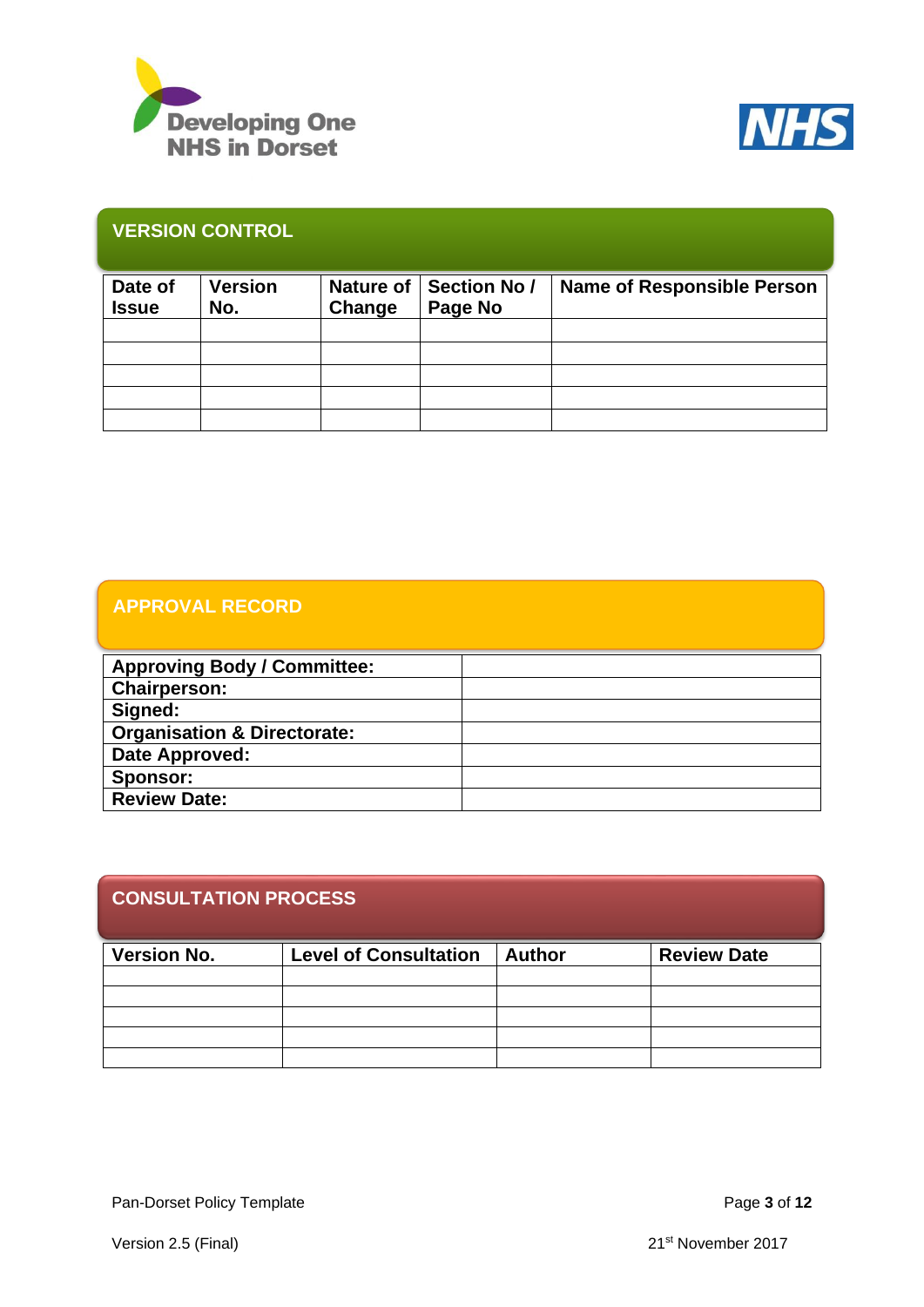## VERSION CONTROL

| Date of Issue | Version No. | Nature of Change | Section No / Page No | Name of Responsible Person |
|---|---|---|---|---|
| | | | | |
| | | | | |
| | | | | |
| | | | | |
| | | | | |

## APPROVAL RECORD

| | |
|---|---|
| **Approving Body / Committee:** | |
| **Chairperson:** | |
| **Signed:** | |
| **Organisation & Directorate:** | |
| **Date Approved:** | |
| **Sponsor:** | |
| **Review Date:** | |

## CONSULTATION PROCESS

| Version No. | Level of Consultation | Author | Review Date |
|---|---|---|---|
| | | | |
| | | | |
| | | | |
| | | | |
| | | | |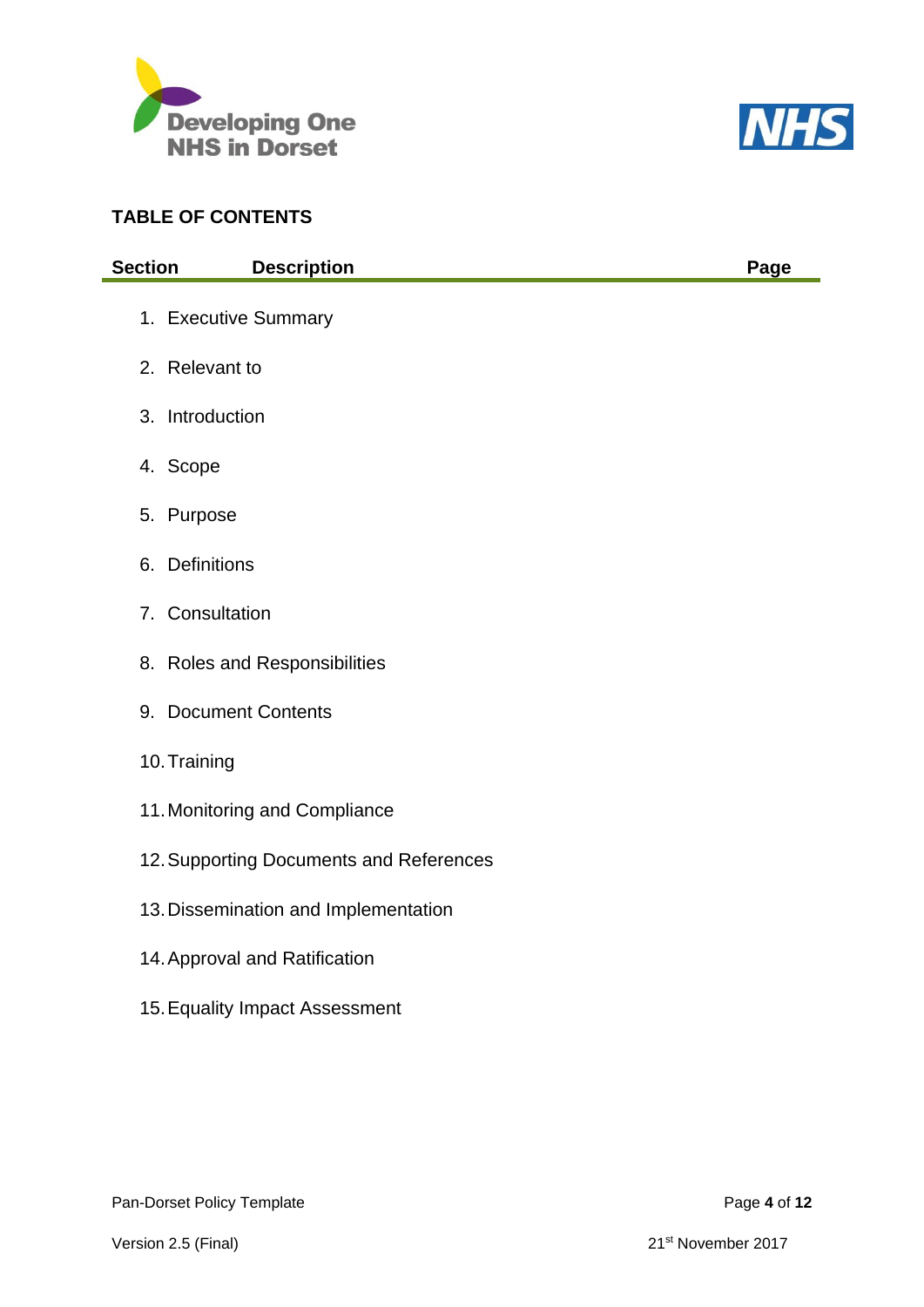## TABLE OF CONTENTS

| Section | Description | Page |
|---|---|---|
| 1. | Executive Summary | |
| 2. | Relevant to | |
| 3. | Introduction | |
| 4. | Scope | |
| 5. | Purpose | |
| 6. | Definitions | |
| 7. | Consultation | |
| 8. | Roles and Responsibilities | |
| 9. | Document Contents | |
| 10. | Training | |
| 11. | Monitoring and Compliance | |
| 12. | Supporting Documents and References | |
| 13. | Dissemination and Implementation | |
| 14. | Approval and Ratification | |
| 15. | Equality Impact Assessment | |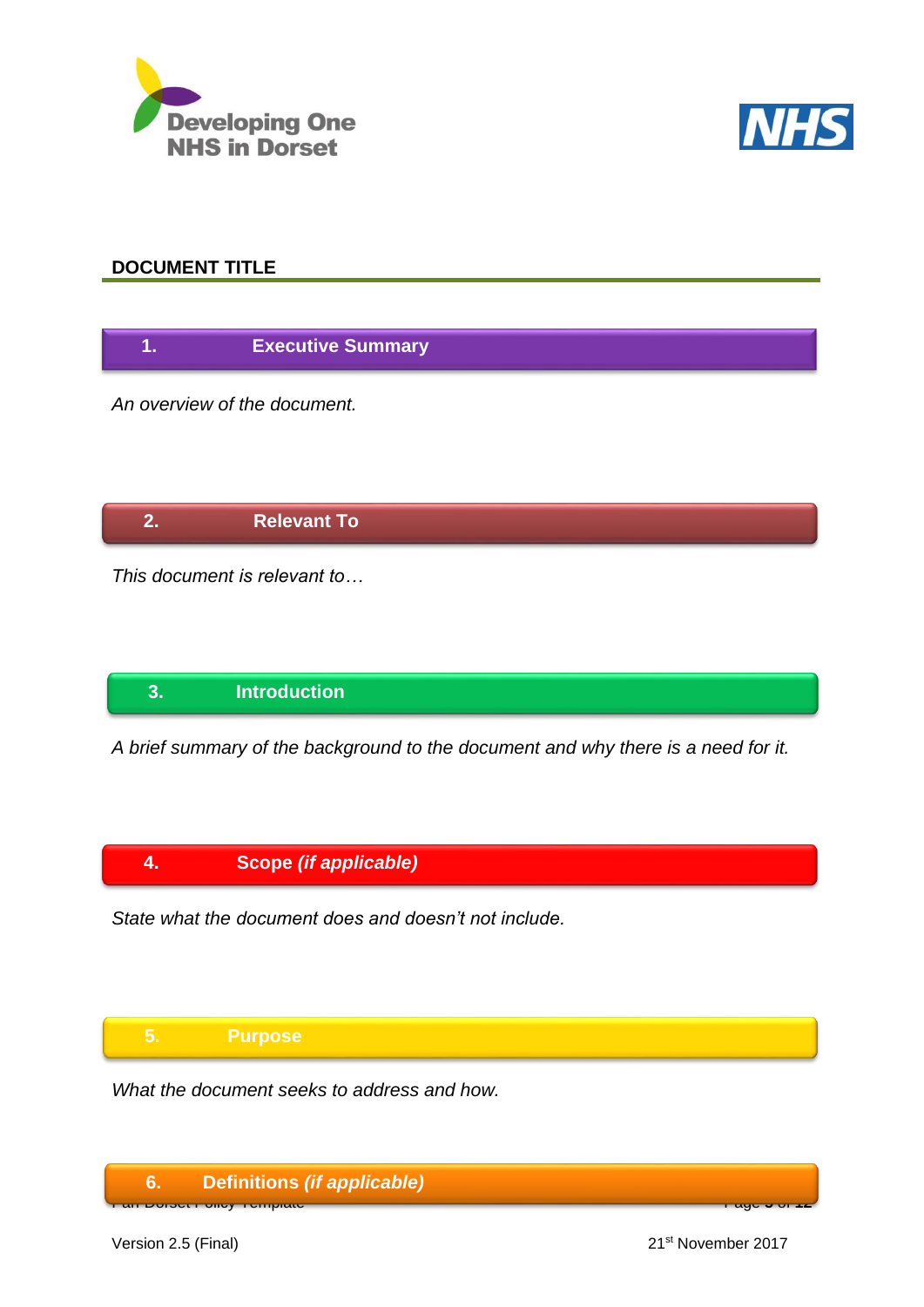**DOCUMENT TITLE**

## 1. Executive Summary

*An overview of the document.*

## 2. Relevant To

*This document is relevant to…*

## 3. Introduction

*A brief summary of the background to the document and why there is a need for it.*

## 4. Scope *(if applicable)*

*State what the document does and doesn't not include.*

## 5. Purpose

*What the document seeks to address and how.*

## 6. Definitions *(if applicable)*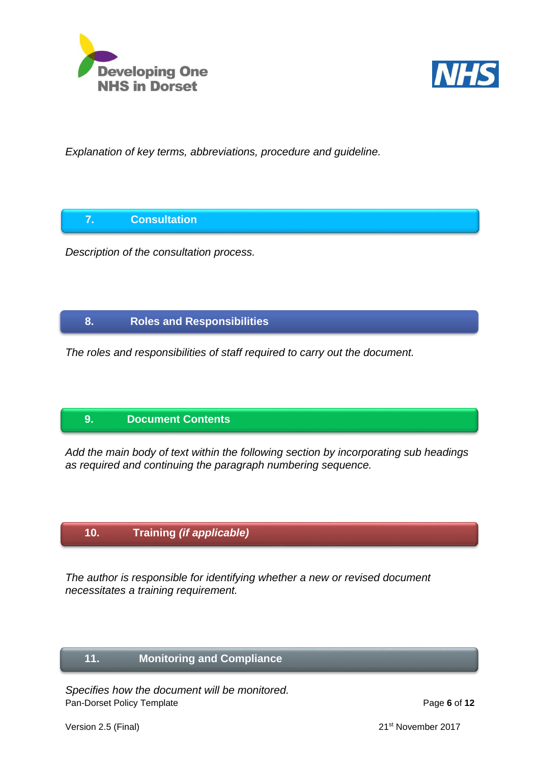*Explanation of key terms, abbreviations, procedure and guideline.*

## 7. Consultation

*Description of the consultation process.*

## 8. Roles and Responsibilities

*The roles and responsibilities of staff required to carry out the document.*

## 9. Document Contents

*Add the main body of text within the following section by incorporating sub headings as required and continuing the paragraph numbering sequence.*

## 10. Training *(if applicable)*

*The author is responsible for identifying whether a new or revised document necessitates a training requirement.*

## 11. Monitoring and Compliance

*Specifies how the document will be monitored.*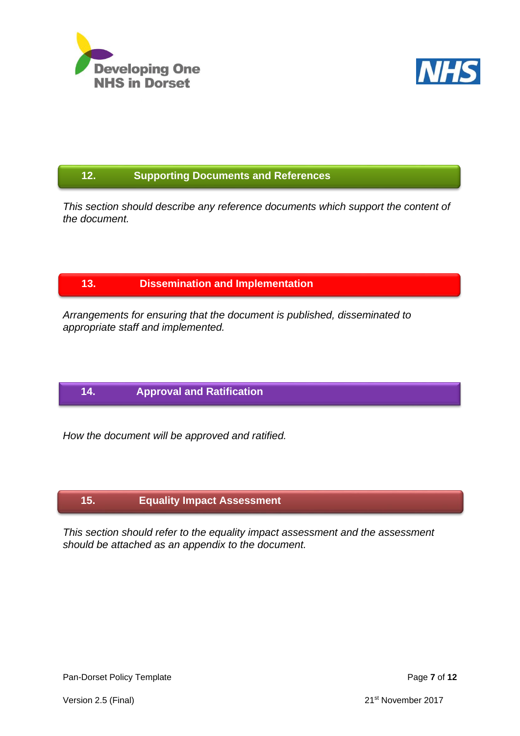## 12. Supporting Documents and References

*This section should describe any reference documents which support the content of the document.*

## 13. Dissemination and Implementation

*Arrangements for ensuring that the document is published, disseminated to appropriate staff and implemented.*

## 14. Approval and Ratification

*How the document will be approved and ratified.*

## 15. Equality Impact Assessment

*This section should refer to the equality impact assessment and the assessment should be attached as an appendix to the document.*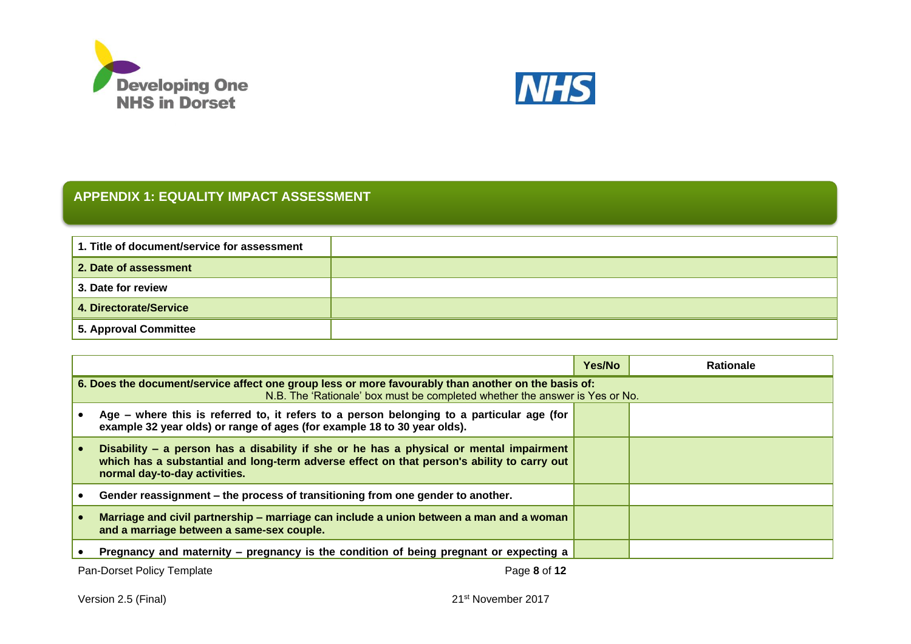## APPENDIX 1: EQUALITY IMPACT ASSESSMENT

| | |
|---|---|
| **1. Title of document/service for assessment** | |
| **2. Date of assessment** | |
| **3. Date for review** | |
| **4. Directorate/Service** | |
| **5. Approval Committee** | |

| | Yes/No | Rationale |
|---|---|---|
| **6. Does the document/service affect one group less or more favourably than another on the basis of:** N.B. The 'Rationale' box must be completed whether the answer is Yes or No. | | |
| • **Age – where this is referred to, it refers to a person belonging to a particular age (for example 32 year olds) or range of ages (for example 18 to 30 year olds).** | | |
| • **Disability – a person has a disability if she or he has a physical or mental impairment which has a substantial and long-term adverse effect on that person's ability to carry out normal day-to-day activities.** | | |
| • **Gender reassignment – the process of transitioning from one gender to another.** | | |
| • **Marriage and civil partnership – marriage can include a union between a man and a woman and a marriage between a same-sex couple.** | | |
| • **Pregnancy and maternity – pregnancy is the condition of being pregnant or expecting a** | | |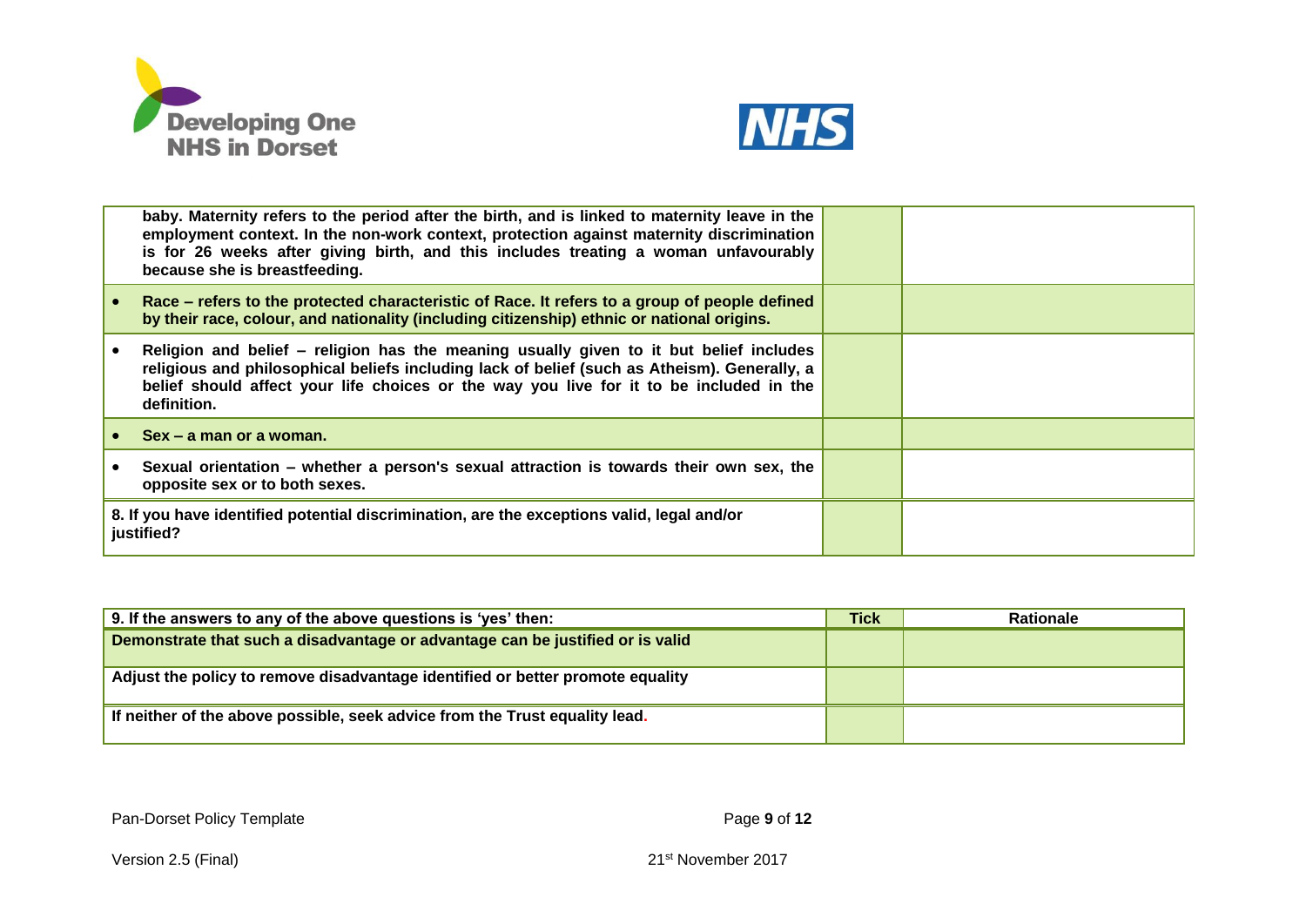| | | |
|---|---|---|
| **baby. Maternity refers to the period after the birth, and is linked to maternity leave in the employment context. In the non-work context, protection against maternity discrimination is for 26 weeks after giving birth, and this includes treating a woman unfavourably because she is breastfeeding.** | | |
| • **Race – refers to the protected characteristic of Race. It refers to a group of people defined by their race, colour, and nationality (including citizenship) ethnic or national origins.** | | |
| • **Religion and belief – religion has the meaning usually given to it but belief includes religious and philosophical beliefs including lack of belief (such as Atheism). Generally, a belief should affect your life choices or the way you live for it to be included in the definition.** | | |
| • **Sex – a man or a woman.** | | |
| • **Sexual orientation – whether a person's sexual attraction is towards their own sex, the opposite sex or to both sexes.** | | |
| **8. If you have identified potential discrimination, are the exceptions valid, legal and/or justified?** | | |

| **9. If the answers to any of the above questions is 'yes' then:** | **Tick** | **Rationale** |
|---|---|---|
| **Demonstrate that such a disadvantage or advantage can be justified or is valid** | | |
| **Adjust the policy to remove disadvantage identified or better promote equality** | | |
| **If neither of the above possible, seek advice from the Trust equality lead.** | | |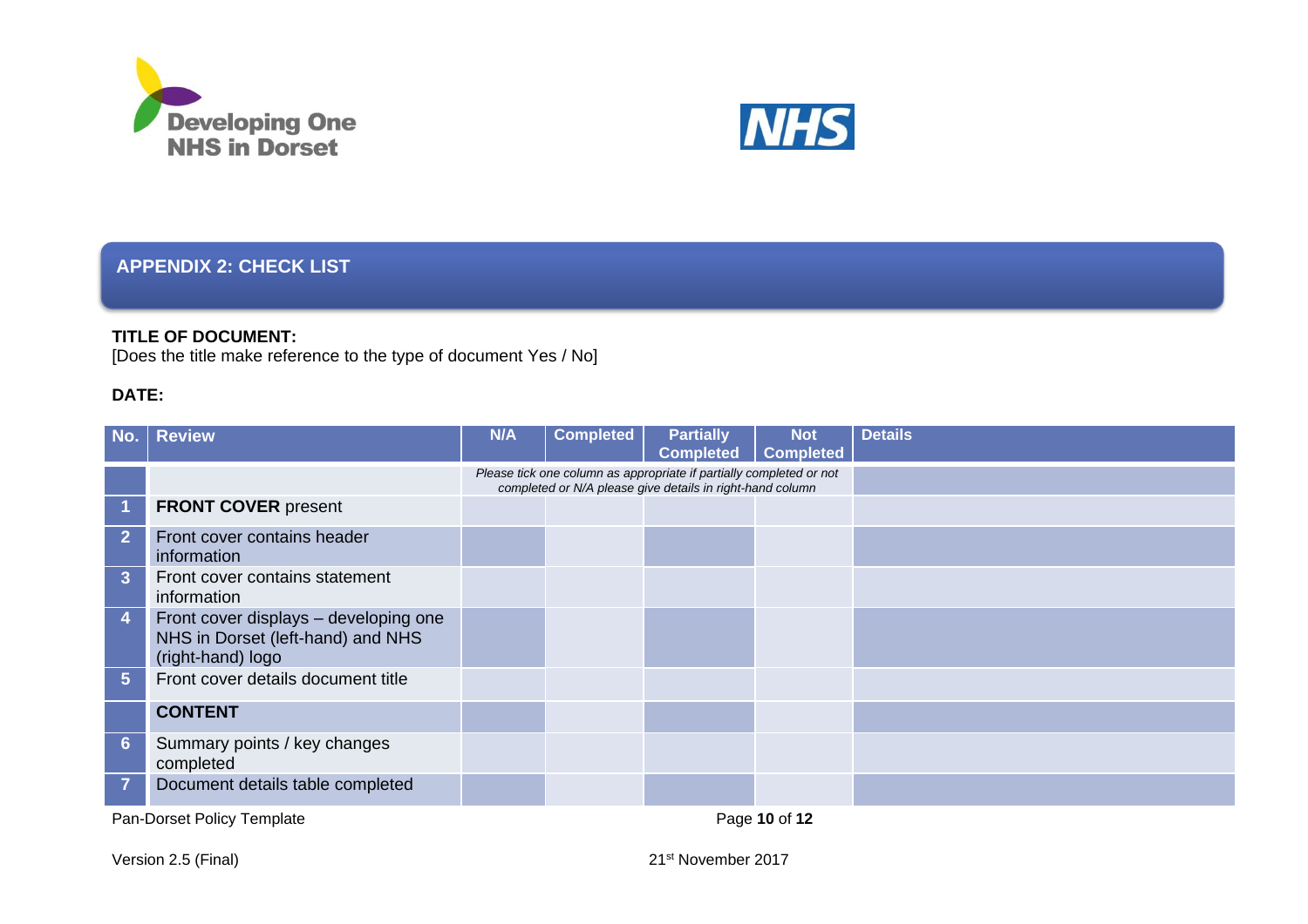## APPENDIX 2: CHECK LIST

**TITLE OF DOCUMENT:**
[Does the title make reference to the type of document Yes / No]

**DATE:**

| No. | Review | N/A | Completed | Partially Completed | Not Completed | Details |
|---|---|---|---|---|---|---|
| | | *Please tick one column as appropriate if partially completed or not completed or N/A please give details in right-hand column* | | | | |
| 1 | **FRONT COVER** present | | | | | |
| 2 | Front cover contains header information | | | | | |
| 3 | Front cover contains statement information | | | | | |
| 4 | Front cover displays – developing one NHS in Dorset (left-hand) and NHS (right-hand) logo | | | | | |
| 5 | Front cover details document title | | | | | |
| | **CONTENT** | | | | | |
| 6 | Summary points / key changes completed | | | | | |
| 7 | Document details table completed | | | | | |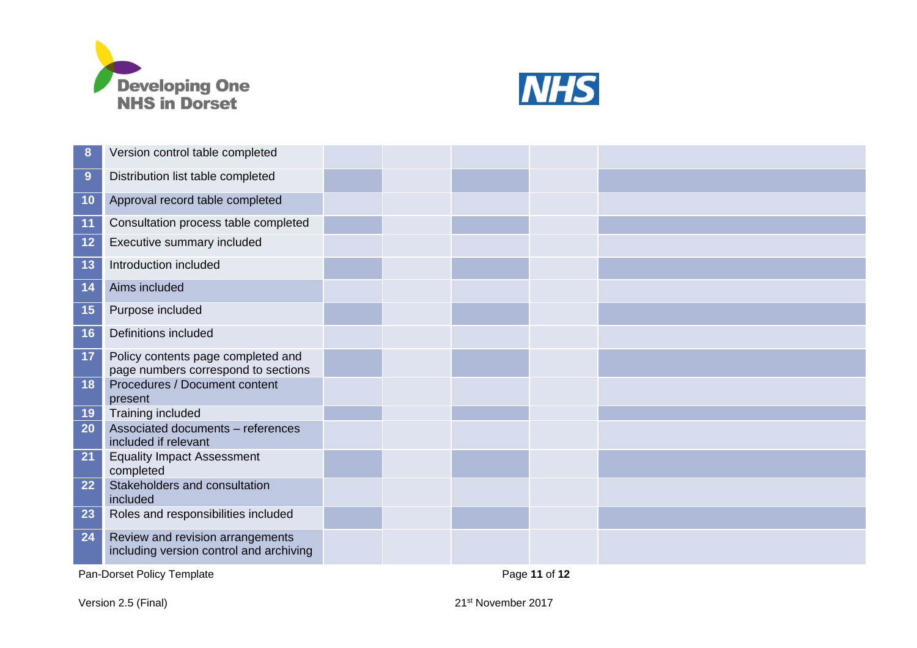| | | | | | | |
|---|---|---|---|---|---|---|
| 8 | Version control table completed | | | | | |
| 9 | Distribution list table completed | | | | | |
| 10 | Approval record table completed | | | | | |
| 11 | Consultation process table completed | | | | | |
| 12 | Executive summary included | | | | | |
| 13 | Introduction included | | | | | |
| 14 | Aims included | | | | | |
| 15 | Purpose included | | | | | |
| 16 | Definitions included | | | | | |
| 17 | Policy contents page completed and page numbers correspond to sections | | | | | |
| 18 | Procedures / Document content present | | | | | |
| 19 | Training included | | | | | |
| 20 | Associated documents – references included if relevant | | | | | |
| 21 | Equality Impact Assessment completed | | | | | |
| 22 | Stakeholders and consultation included | | | | | |
| 23 | Roles and responsibilities included | | | | | |
| 24 | Review and revision arrangements including version control and archiving | | | | | |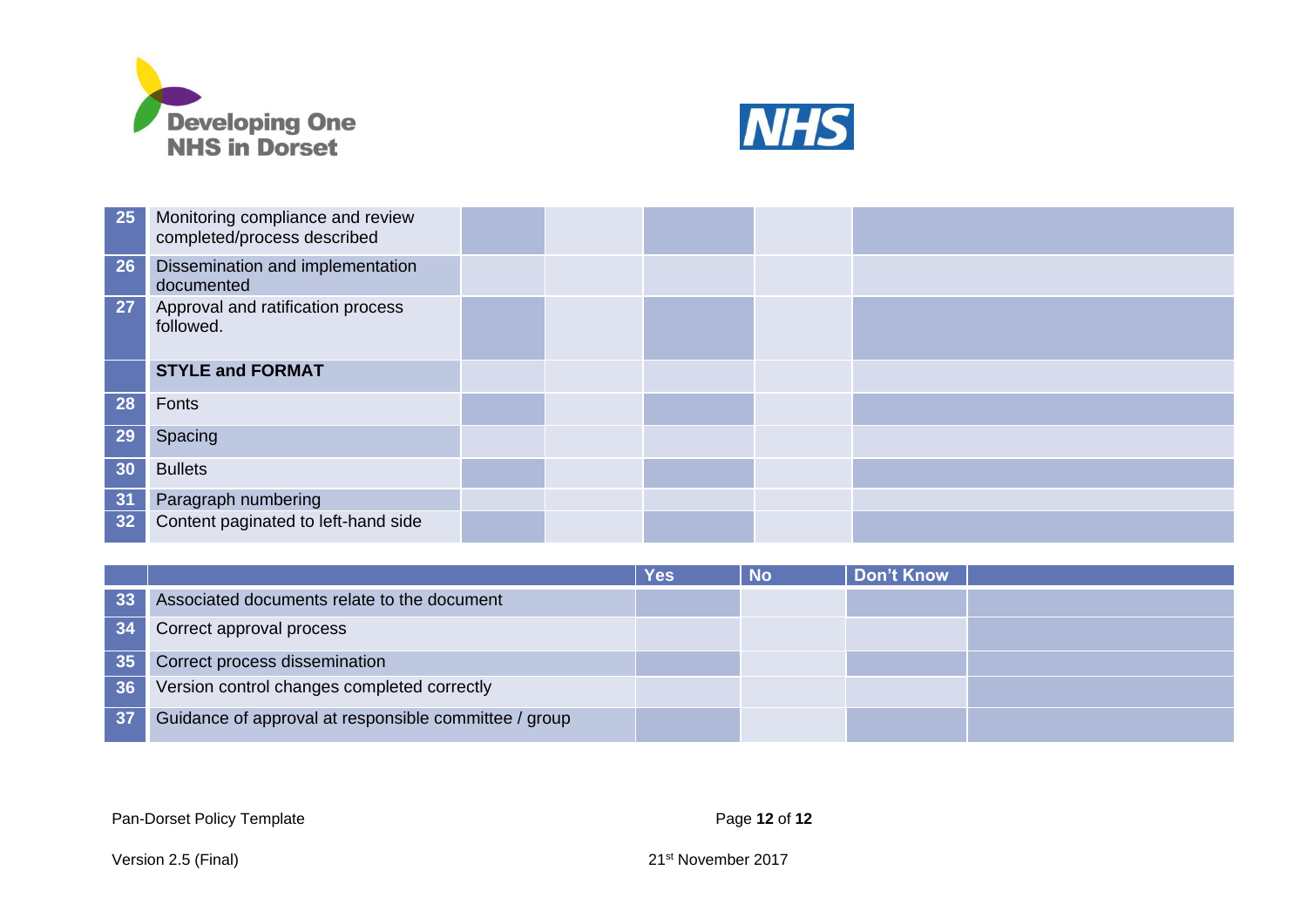| | | | | | | |
|---|---|---|---|---|---|---|
| 25 | Monitoring compliance and review completed/process described | | | | | |
| 26 | Dissemination and implementation documented | | | | | |
| 27 | Approval and ratification process followed. | | | | | |
| | **STYLE and FORMAT** | | | | | |
| 28 | Fonts | | | | | |
| 29 | Spacing | | | | | |
| 30 | Bullets | | | | | |
| 31 | Paragraph numbering | | | | | |
| 32 | Content paginated to left-hand side | | | | | |

| | | Yes | No | Don't Know | |
|---|---|---|---|---|---|
| 33 | Associated documents relate to the document | | | | |
| 34 | Correct approval process | | | | |
| 35 | Correct process dissemination | | | | |
| 36 | Version control changes completed correctly | | | | |
| 37 | Guidance of approval at responsible committee / group | | | | |